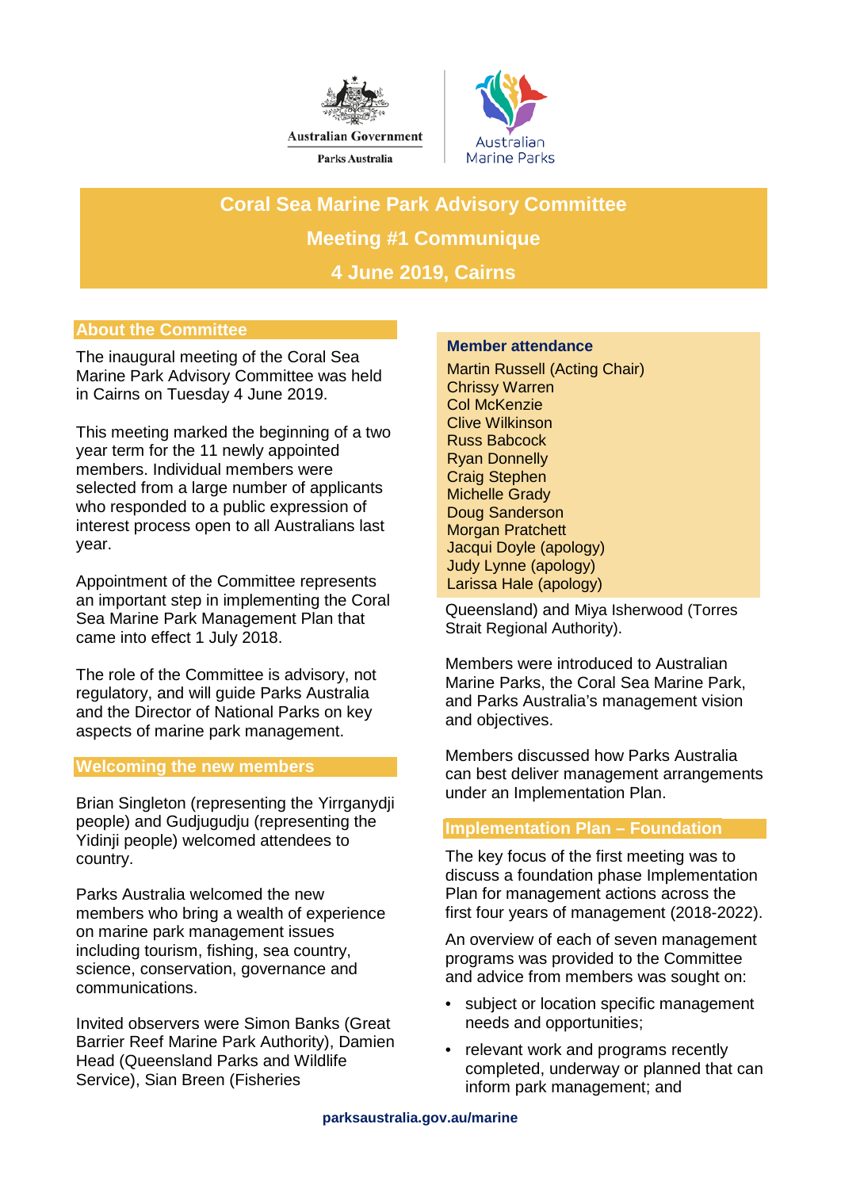Australian Government

Parks Australia

Australian Marine Parks

# Coral Sea Marine Park Advisory Committee

## Meeting #1 Communique

## 4 June 2019, Cairns

### About the Committee

The inaugural meeting of the Coral Sea Marine Park Advisory Committee was held in Cairns on Tuesday 4 June 2019.

This meeting marked the beginning of a two year term for the 11 newly appointed members. Individual members were selected from a large number of applicants who responded to a public expression of interest process open to all Australians last year.

Appointment of the Committee represents an important step in implementing the Coral Sea Marine Park Management Plan that came into effect 1 July 2018.

The role of the Committee is advisory, not regulatory, and will guide Parks Australia and the Director of National Parks on key aspects of marine park management.

### Welcoming the new members

Brian Singleton (representing the Yirrganydji people) and Gudjugudju (representing the Yidinji people) welcomed attendees to country.

Parks Australia welcomed the new members who bring a wealth of experience on marine park management issues including tourism, fishing, sea country, science, conservation, governance and communications.

Invited observers were Simon Banks (Great Barrier Reef Marine Park Authority), Damien Head (Queensland Parks and Wildlife Service), Sian Breen (Fisheries Queensland) and Miya Isherwood (Torres Strait Regional Authority).

Members were introduced to Australian Marine Parks, the Coral Sea Marine Park, and Parks Australia's management vision and objectives.

Members discussed how Parks Australia can best deliver management arrangements under an Implementation Plan.

**Member attendance**

Martin Russell (Acting Chair)
Chrissy Warren
Col McKenzie
Clive Wilkinson
Russ Babcock
Ryan Donnelly
Craig Stephen
Michelle Grady
Doug Sanderson
Morgan Pratchett
Jacqui Doyle (apology)
Judy Lynne (apology)
Larissa Hale (apology)

### Implementation Plan – Foundation

The key focus of the first meeting was to discuss a foundation phase Implementation Plan for management actions across the first four years of management (2018-2022).

An overview of each of seven management programs was provided to the Committee and advice from members was sought on:

- subject or location specific management needs and opportunities;
- relevant work and programs recently completed, underway or planned that can inform park management; and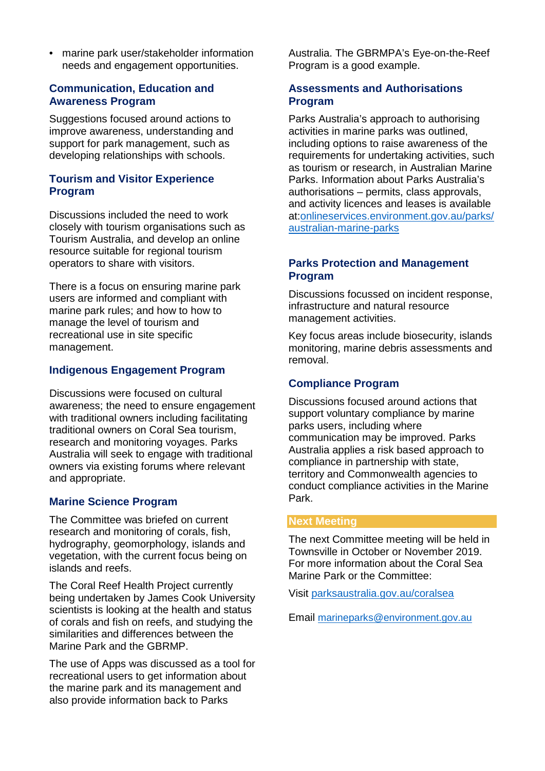- marine park user/stakeholder information needs and engagement opportunities.

## Communication, Education and Awareness Program

Suggestions focused around actions to improve awareness, understanding and support for park management, such as developing relationships with schools.

## Tourism and Visitor Experience Program

Discussions included the need to work closely with tourism organisations such as Tourism Australia, and develop an online resource suitable for regional tourism operators to share with visitors.

There is a focus on ensuring marine park users are informed and compliant with marine park rules; and how to how to manage the level of tourism and recreational use in site specific management.

## Indigenous Engagement Program

Discussions were focused on cultural awareness; the need to ensure engagement with traditional owners including facilitating traditional owners on Coral Sea tourism, research and monitoring voyages. Parks Australia will seek to engage with traditional owners via existing forums where relevant and appropriate.

## Marine Science Program

The Committee was briefed on current research and monitoring of corals, fish, hydrography, geomorphology, islands and vegetation, with the current focus being on islands and reefs.

The Coral Reef Health Project currently being undertaken by James Cook University scientists is looking at the health and status of corals and fish on reefs, and studying the similarities and differences between the Marine Park and the GBRMP.

The use of Apps was discussed as a tool for recreational users to get information about the marine park and its management and also provide information back to Parks Australia. The GBRMPA's Eye-on-the-Reef Program is a good example.

## Assessments and Authorisations Program

Parks Australia's approach to authorising activities in marine parks was outlined, including options to raise awareness of the requirements for undertaking activities, such as tourism or research, in Australian Marine Parks. Information about Parks Australia's authorisations – permits, class approvals, and activity licences and leases is available at:onlineservices.environment.gov.au/parks/australian-marine-parks

## Parks Protection and Management Program

Discussions focussed on incident response, infrastructure and natural resource management activities.

Key focus areas include biosecurity, islands monitoring, marine debris assessments and removal.

## Compliance Program

Discussions focused around actions that support voluntary compliance by marine parks users, including where communication may be improved. Parks Australia applies a risk based approach to compliance in partnership with state, territory and Commonwealth agencies to conduct compliance activities in the Marine Park.

## Next Meeting

The next Committee meeting will be held in Townsville in October or November 2019. For more information about the Coral Sea Marine Park or the Committee:

Visit parksaustralia.gov.au/coralsea

Email marineparks@environment.gov.au